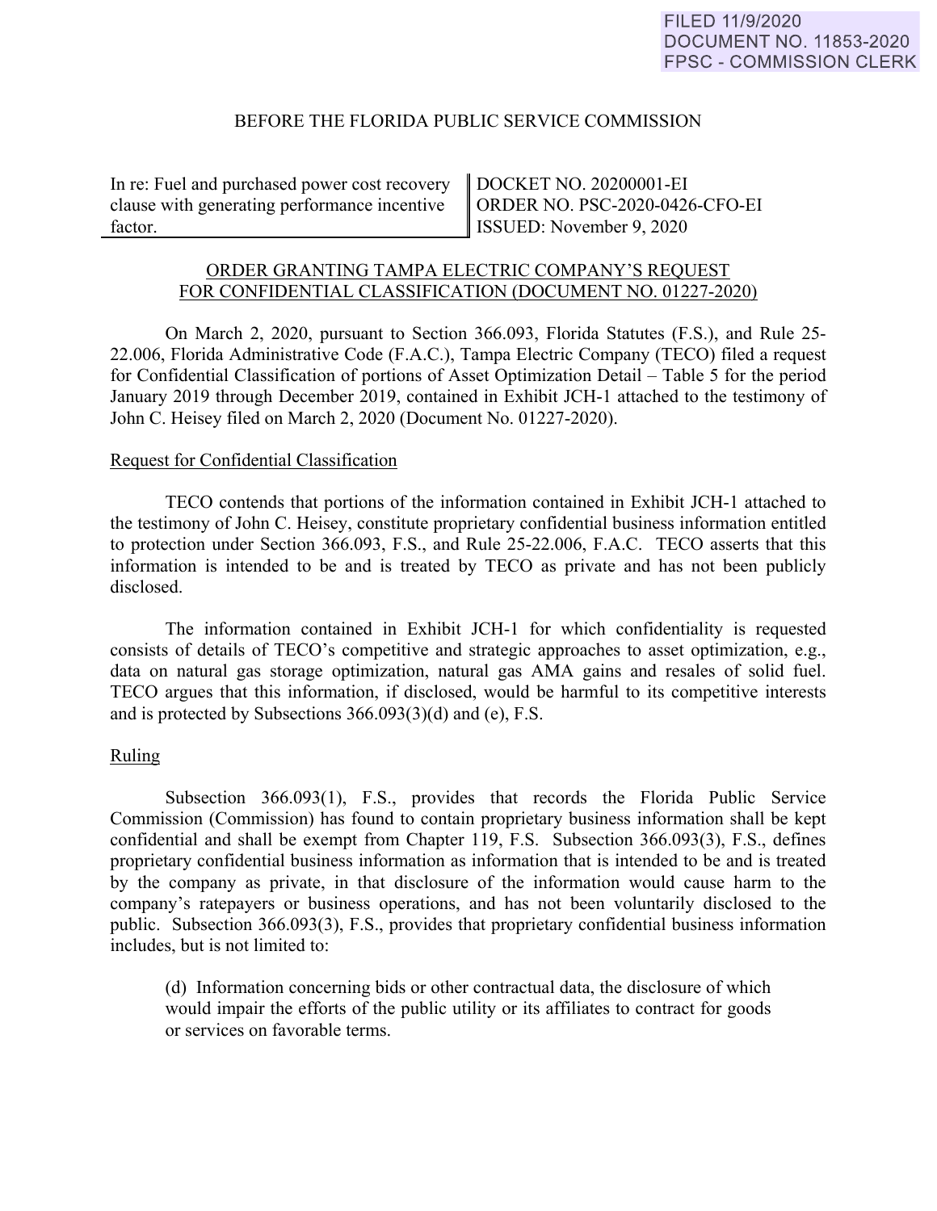FILED 11/9/2020
DOCUMENT NO. 11853-2020
FPSC - COMMISSION CLERK

BEFORE THE FLORIDA PUBLIC SERVICE COMMISSION

| In re: Fuel and purchased power cost recovery clause with generating performance incentive factor. | DOCKET NO. 20200001-EI<br>ORDER NO. PSC-2020-0426-CFO-EI<br>ISSUED: November 9, 2020 |
|---|---|

ORDER GRANTING TAMPA ELECTRIC COMPANY'S REQUEST FOR CONFIDENTIAL CLASSIFICATION (DOCUMENT NO. 01227-2020)

On March 2, 2020, pursuant to Section 366.093, Florida Statutes (F.S.), and Rule 25-22.006, Florida Administrative Code (F.A.C.), Tampa Electric Company (TECO) filed a request for Confidential Classification of portions of Asset Optimization Detail – Table 5 for the period January 2019 through December 2019, contained in Exhibit JCH-1 attached to the testimony of John C. Heisey filed on March 2, 2020 (Document No. 01227-2020).

Request for Confidential Classification

TECO contends that portions of the information contained in Exhibit JCH-1 attached to the testimony of John C. Heisey, constitute proprietary confidential business information entitled to protection under Section 366.093, F.S., and Rule 25-22.006, F.A.C. TECO asserts that this information is intended to be and is treated by TECO as private and has not been publicly disclosed.

The information contained in Exhibit JCH-1 for which confidentiality is requested consists of details of TECO's competitive and strategic approaches to asset optimization, e.g., data on natural gas storage optimization, natural gas AMA gains and resales of solid fuel. TECO argues that this information, if disclosed, would be harmful to its competitive interests and is protected by Subsections 366.093(3)(d) and (e), F.S.

Ruling

Subsection 366.093(1), F.S., provides that records the Florida Public Service Commission (Commission) has found to contain proprietary business information shall be kept confidential and shall be exempt from Chapter 119, F.S. Subsection 366.093(3), F.S., defines proprietary confidential business information as information that is intended to be and is treated by the company as private, in that disclosure of the information would cause harm to the company's ratepayers or business operations, and has not been voluntarily disclosed to the public. Subsection 366.093(3), F.S., provides that proprietary confidential business information includes, but is not limited to:

> (d) Information concerning bids or other contractual data, the disclosure of which would impair the efforts of the public utility or its affiliates to contract for goods or services on favorable terms.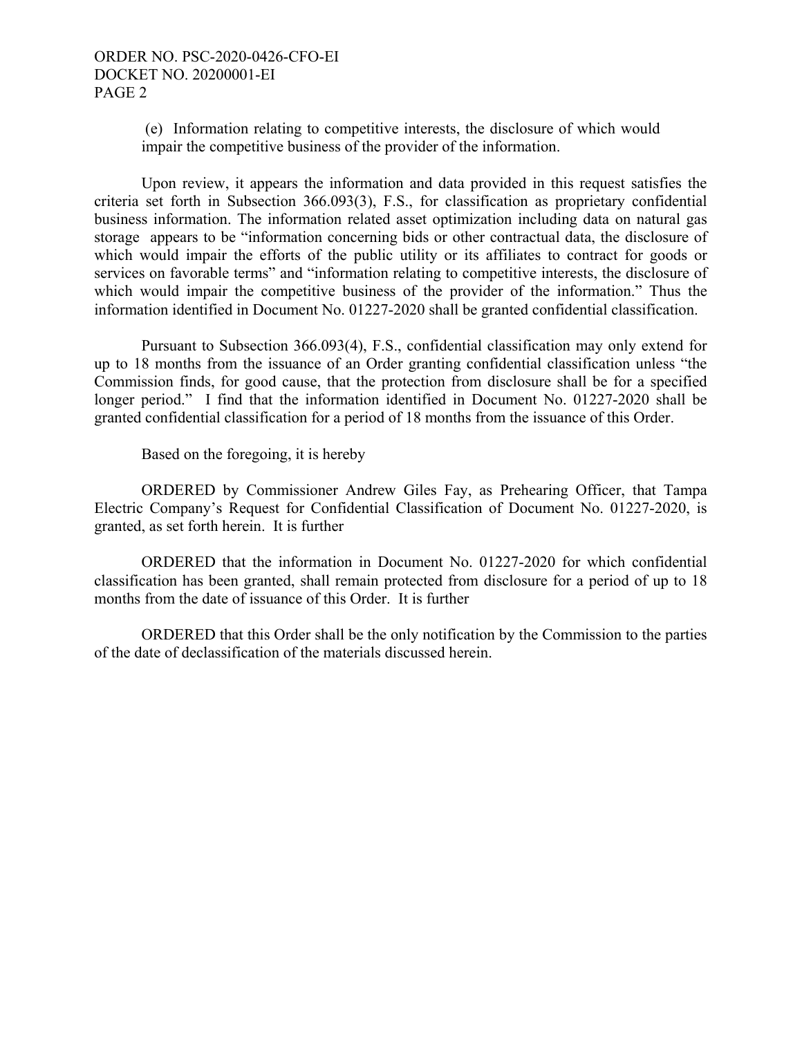(e) Information relating to competitive interests, the disclosure of which would impair the competitive business of the provider of the information.

Upon review, it appears the information and data provided in this request satisfies the criteria set forth in Subsection 366.093(3), F.S., for classification as proprietary confidential business information. The information related asset optimization including data on natural gas storage appears to be "information concerning bids or other contractual data, the disclosure of which would impair the efforts of the public utility or its affiliates to contract for goods or services on favorable terms" and "information relating to competitive interests, the disclosure of which would impair the competitive business of the provider of the information." Thus the information identified in Document No. 01227-2020 shall be granted confidential classification.

Pursuant to Subsection 366.093(4), F.S., confidential classification may only extend for up to 18 months from the issuance of an Order granting confidential classification unless "the Commission finds, for good cause, that the protection from disclosure shall be for a specified longer period." I find that the information identified in Document No. 01227-2020 shall be granted confidential classification for a period of 18 months from the issuance of this Order.

Based on the foregoing, it is hereby

ORDERED by Commissioner Andrew Giles Fay, as Prehearing Officer, that Tampa Electric Company's Request for Confidential Classification of Document No. 01227-2020, is granted, as set forth herein. It is further

ORDERED that the information in Document No. 01227-2020 for which confidential classification has been granted, shall remain protected from disclosure for a period of up to 18 months from the date of issuance of this Order. It is further

ORDERED that this Order shall be the only notification by the Commission to the parties of the date of declassification of the materials discussed herein.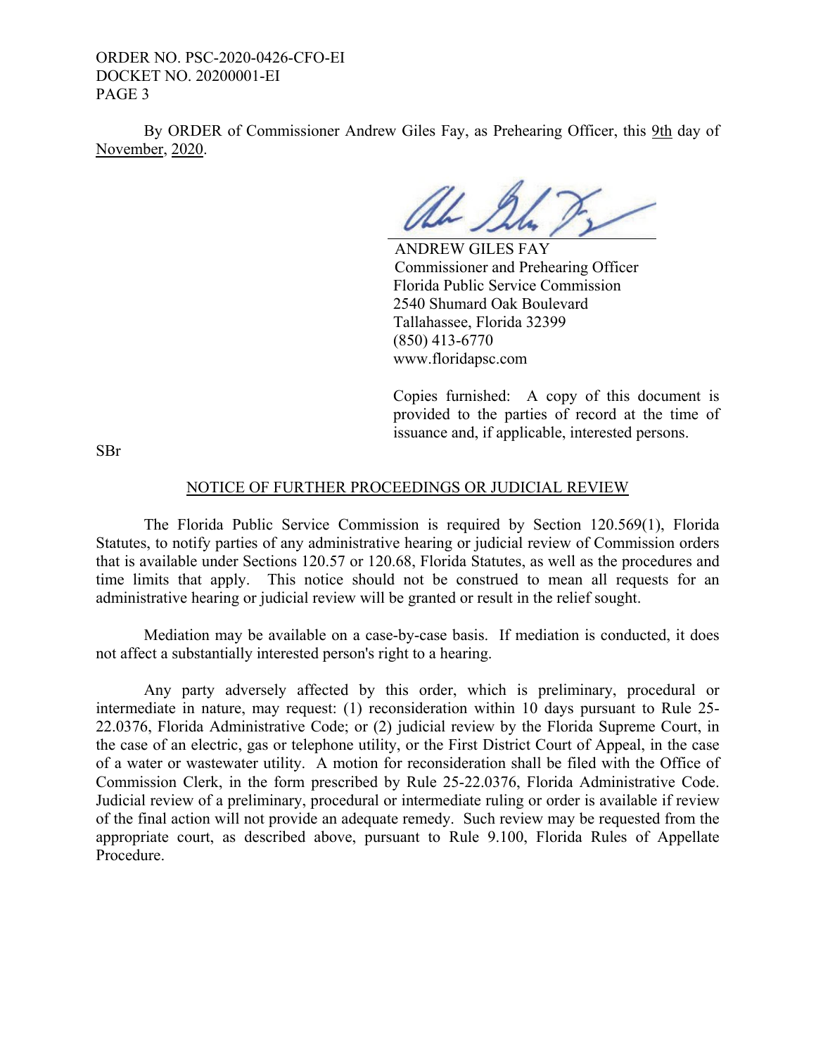By ORDER of Commissioner Andrew Giles Fay, as Prehearing Officer, this 9th day of November, 2020.

ANDREW GILES FAY  
Commissioner and Prehearing Officer  
Florida Public Service Commission  
2540 Shumard Oak Boulevard  
Tallahassee, Florida 32399  
(850) 413-6770  
www.floridapsc.com

Copies furnished: A copy of this document is provided to the parties of record at the time of issuance and, if applicable, interested persons.

SBr

## NOTICE OF FURTHER PROCEEDINGS OR JUDICIAL REVIEW

The Florida Public Service Commission is required by Section 120.569(1), Florida Statutes, to notify parties of any administrative hearing or judicial review of Commission orders that is available under Sections 120.57 or 120.68, Florida Statutes, as well as the procedures and time limits that apply. This notice should not be construed to mean all requests for an administrative hearing or judicial review will be granted or result in the relief sought.

Mediation may be available on a case-by-case basis. If mediation is conducted, it does not affect a substantially interested person's right to a hearing.

Any party adversely affected by this order, which is preliminary, procedural or intermediate in nature, may request: (1) reconsideration within 10 days pursuant to Rule 25-22.0376, Florida Administrative Code; or (2) judicial review by the Florida Supreme Court, in the case of an electric, gas or telephone utility, or the First District Court of Appeal, in the case of a water or wastewater utility. A motion for reconsideration shall be filed with the Office of Commission Clerk, in the form prescribed by Rule 25-22.0376, Florida Administrative Code. Judicial review of a preliminary, procedural or intermediate ruling or order is available if review of the final action will not provide an adequate remedy. Such review may be requested from the appropriate court, as described above, pursuant to Rule 9.100, Florida Rules of Appellate Procedure.